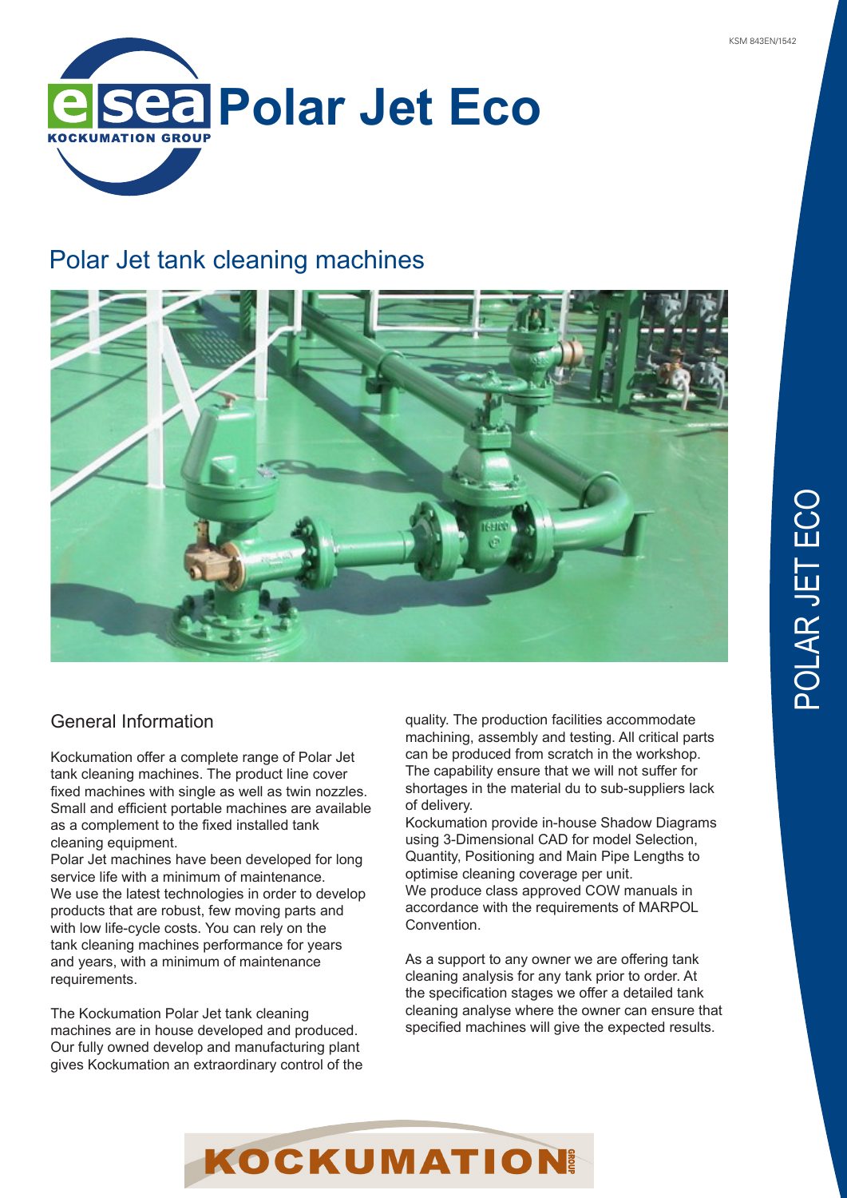# Polar Jet Eco

## Polar Jet tank cleaning machines

### General Information

Kockumation offer a complete range of Polar Jet tank cleaning machines. The product line cover fixed machines with single as well as twin nozzles. Small and efficient portable machines are available as a complement to the fixed installed tank cleaning equipment.

Polar Jet machines have been developed for long service life with a minimum of maintenance.

We use the latest technologies in order to develop products that are robust, few moving parts and with low life-cycle costs. You can rely on the tank cleaning machines performance for years and years, with a minimum of maintenance requirements.

The Kockumation Polar Jet tank cleaning machines are in house developed and produced. Our fully owned develop and manufacturing plant gives Kockumation an extraordinary control of the quality. The production facilities accommodate machining, assembly and testing. All critical parts can be produced from scratch in the workshop. The capability ensure that we will not suffer for shortages in the material du to sub-suppliers lack of delivery.

Kockumation provide in-house Shadow Diagrams using 3-Dimensional CAD for model Selection, Quantity, Positioning and Main Pipe Lengths to optimise cleaning coverage per unit.

We produce class approved COW manuals in accordance with the requirements of MARPOL Convention.

As a support to any owner we are offering tank cleaning analysis for any tank prior to order. At the specification stages we offer a detailed tank cleaning analyse where the owner can ensure that specified machines will give the expected results.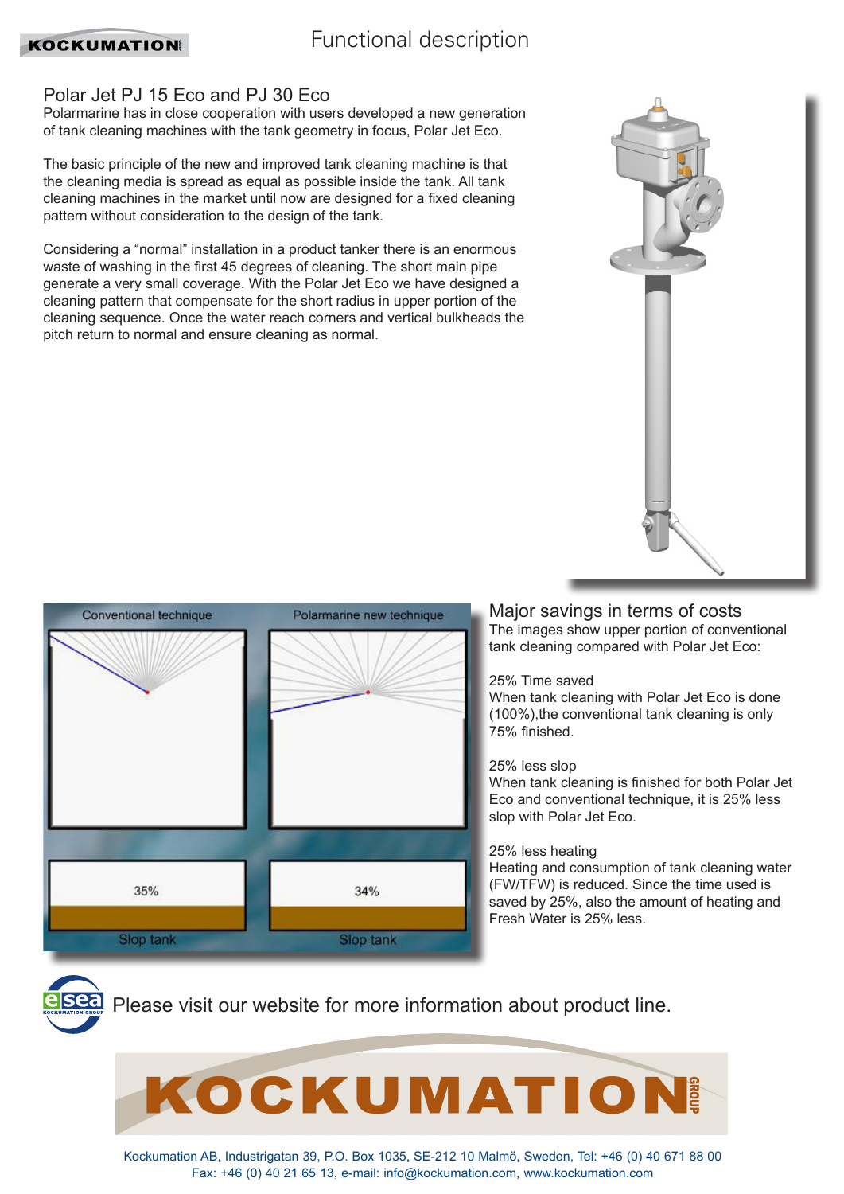# Functional description

## Polar Jet PJ 15 Eco and PJ 30 Eco

Polarmarine has in close cooperation with users developed a new generation of tank cleaning machines with the tank geometry in focus, Polar Jet Eco.

The basic principle of the new and improved tank cleaning machine is that the cleaning media is spread as equal as possible inside the tank. All tank cleaning machines in the market until now are designed for a fixed cleaning pattern without consideration to the design of the tank.

Considering a "normal" installation in a product tanker there is an enormous waste of washing in the first 45 degrees of cleaning. The short main pipe generate a very small coverage. With the Polar Jet Eco we have designed a cleaning pattern that compensate for the short radius in upper portion of the cleaning sequence. Once the water reach corners and vertical bulkheads the pitch return to normal and ensure cleaning as normal.

Conventional technique

Polarmarine new technique

35%

34%

Slop tank

Slop tank

## Major savings in terms of costs

The images show upper portion of conventional tank cleaning compared with Polar Jet Eco:

25% Time saved
When tank cleaning with Polar Jet Eco is done (100%),the conventional tank cleaning is only 75% finished.

25% less slop
When tank cleaning is finished for both Polar Jet Eco and conventional technique, it is 25% less slop with Polar Jet Eco.

25% less heating
Heating and consumption of tank cleaning water (FW/TFW) is reduced. Since the time used is saved by 25%, also the amount of heating and Fresh Water is 25% less.

Please visit our website for more information about product line.

KOCKUMATION GROUP

Kockumation AB, Industrigatan 39, P.O. Box 1035, SE-212 10 Malmö, Sweden, Tel: +46 (0) 40 671 88 00
Fax: +46 (0) 40 21 65 13, e-mail: info@kockumation.com, www.kockumation.com